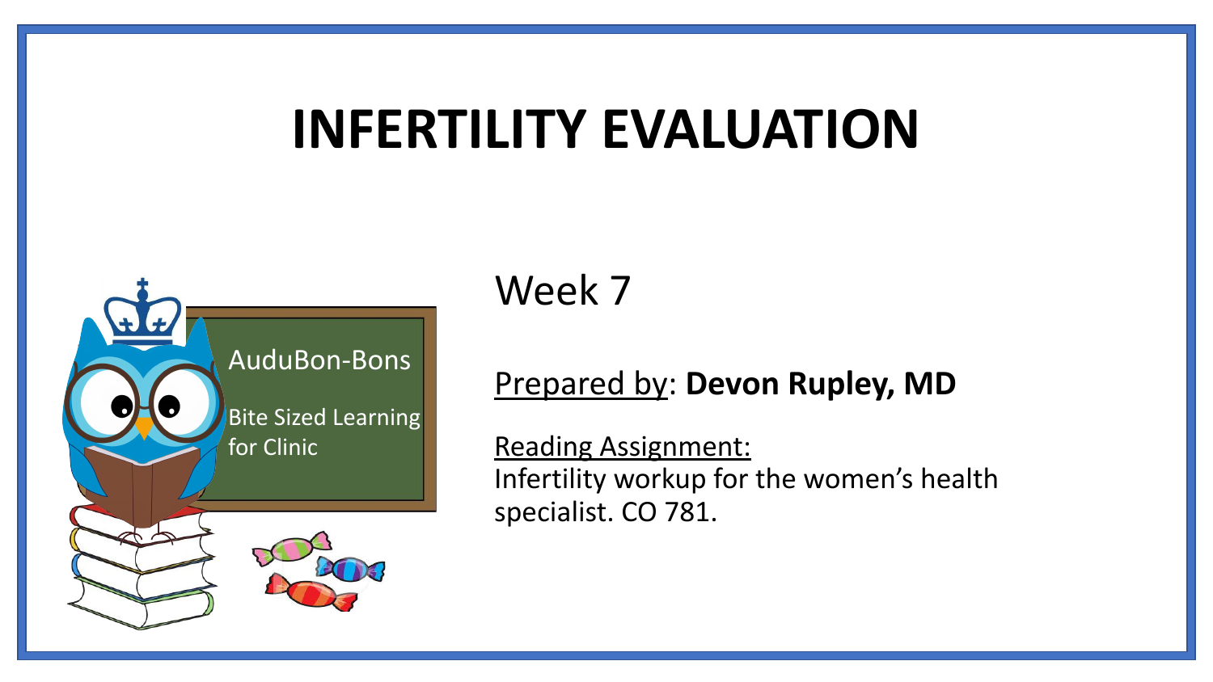# INFERTILITY EVALUATION

AuduBon-Bons

Bite Sized Learning for Clinic

Week 7

Prepared by: **Devon Rupley, MD**

Reading Assignment:
Infertility workup for the women's health specialist. CO 781.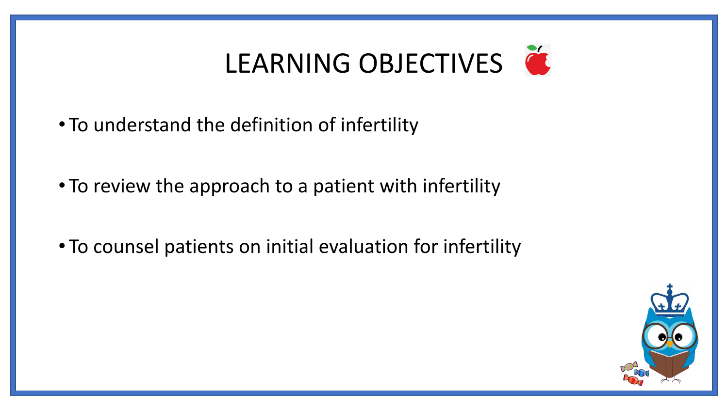# LEARNING OBJECTIVES

- To understand the definition of infertility
- To review the approach to a patient with infertility
- To counsel patients on initial evaluation for infertility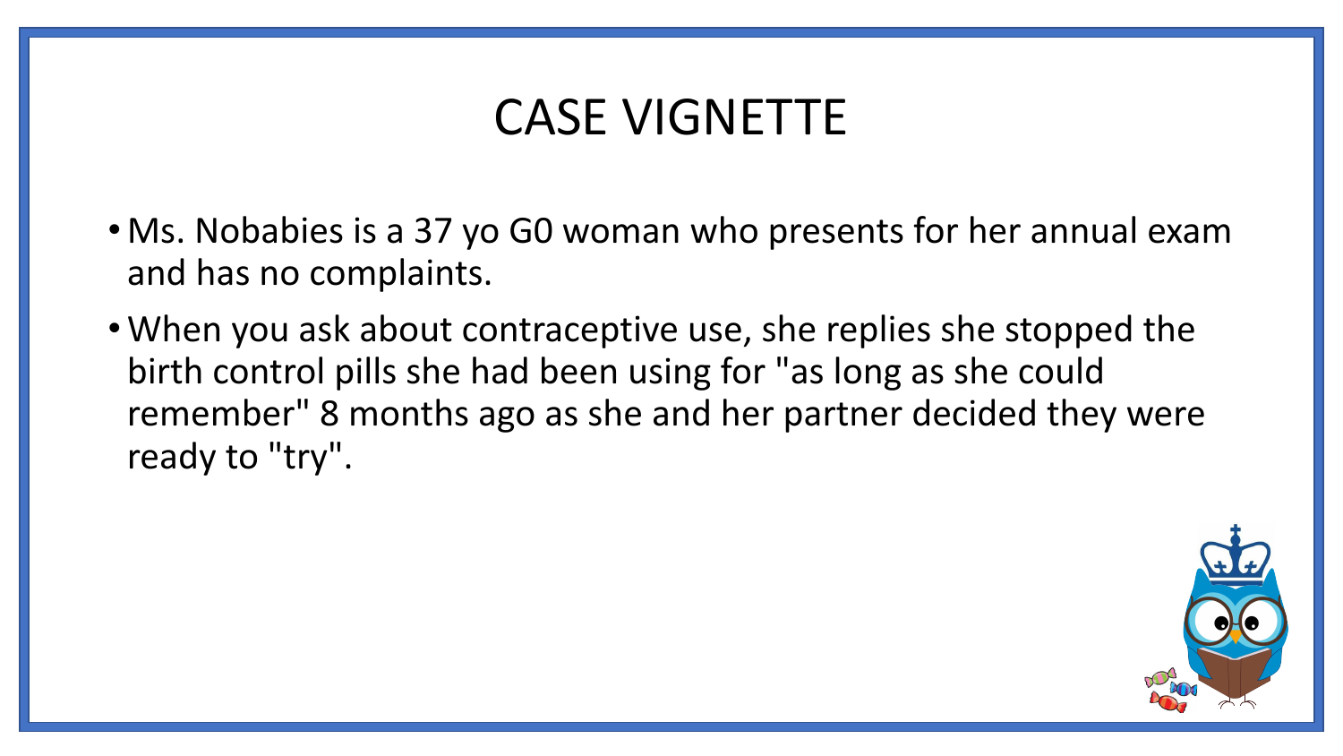# CASE VIGNETTE

- Ms. Nobabies is a 37 yo G0 woman who presents for her annual exam and has no complaints.
- When you ask about contraceptive use, she replies she stopped the birth control pills she had been using for "as long as she could remember" 8 months ago as she and her partner decided they were ready to "try".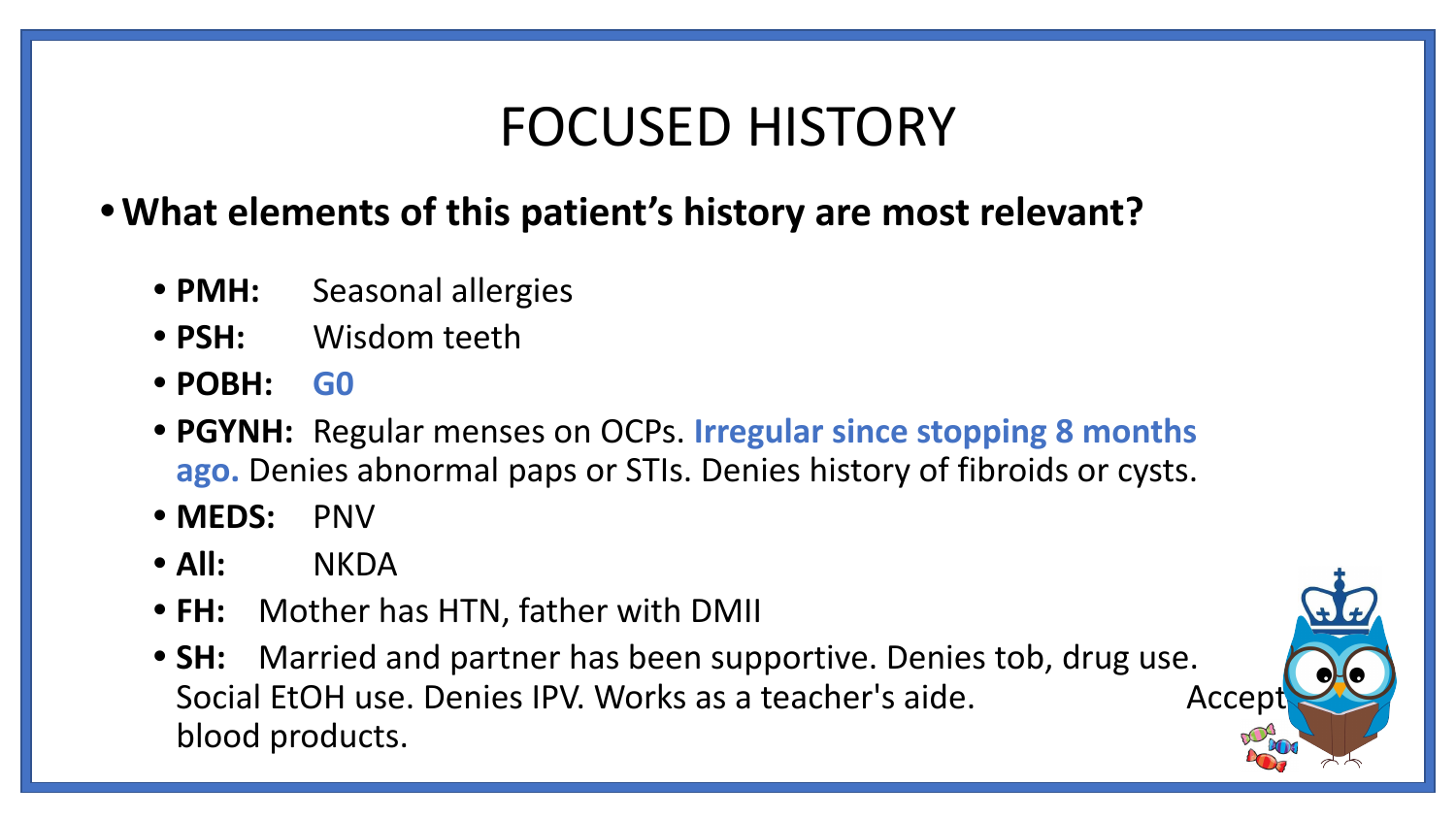# FOCUSED HISTORY

- **What elements of this patient's history are most relevant?**
  - **PMH:** Seasonal allergies
  - **PSH:** Wisdom teeth
  - **POBH:** **G0**
  - **PGYNH:** Regular menses on OCPs. **Irregular since stopping 8 months ago.** Denies abnormal paps or STIs. Denies history of fibroids or cysts.
  - **MEDS:** PNV
  - **All:** NKDA
  - **FH:** Mother has HTN, father with DMII
  - **SH:** Married and partner has been supportive. Denies tob, drug use. Social EtOH use. Denies IPV. Works as a teacher's aide. Accepts blood products.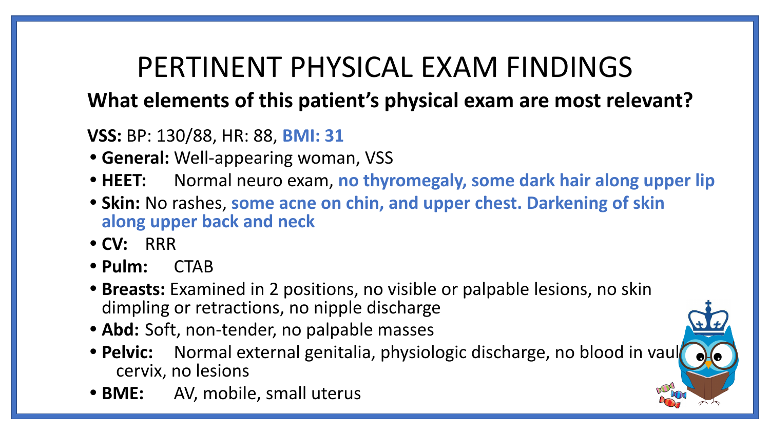# PERTINENT PHYSICAL EXAM FINDINGS

**What elements of this patient's physical exam are most relevant?**

**VSS:** BP: 130/88, HR: 88, **BMI: 31**

- **General:** Well-appearing woman, VSS
- **HEET:** Normal neuro exam, **no thyromegaly, some dark hair along upper lip**
- **Skin:** No rashes, **some acne on chin, and upper chest. Darkening of skin along upper back and neck**
- **CV:** RRR
- **Pulm:** CTAB
- **Breasts:** Examined in 2 positions, no visible or palpable lesions, no skin dimpling or retractions, no nipple discharge
- **Abd:** Soft, non-tender, no palpable masses
- **Pelvic:** Normal external genitalia, physiologic discharge, no blood in vault, cervix, no lesions
- **BME:** AV, mobile, small uterus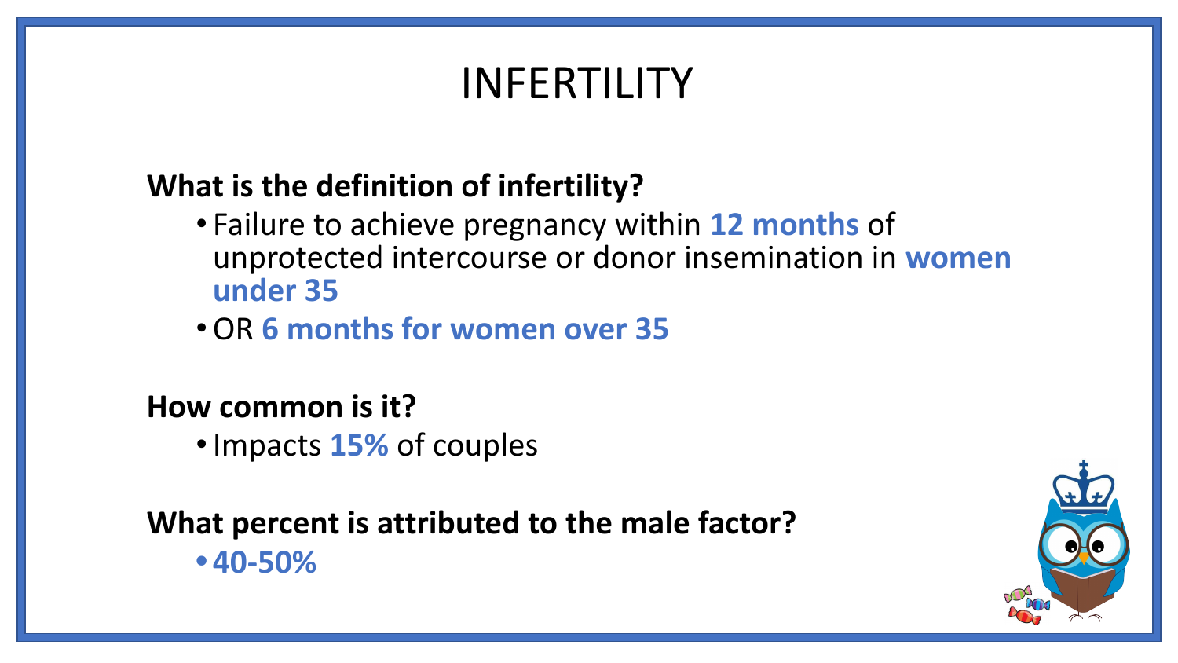# INFERTILITY

**What is the definition of infertility?**

- Failure to achieve pregnancy within **12 months** of unprotected intercourse or donor insemination in **women under 35**
- OR **6 months for women over 35**

**How common is it?**

- Impacts **15%** of couples

**What percent is attributed to the male factor?**

- **40-50%**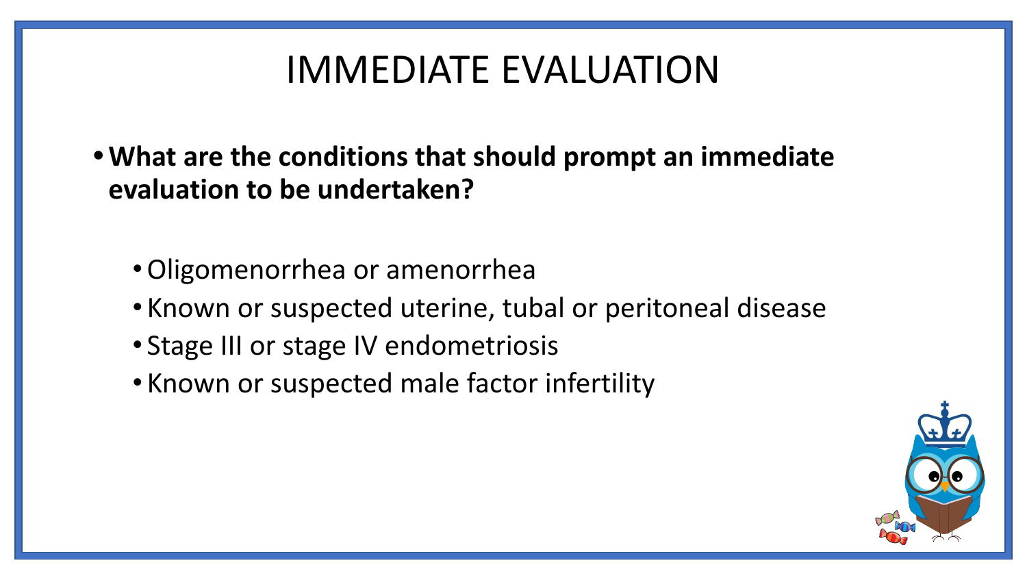# IMMEDIATE EVALUATION

- **What are the conditions that should prompt an immediate evaluation to be undertaken?**
  - Oligomenorrhea or amenorrhea
  - Known or suspected uterine, tubal or peritoneal disease
  - Stage III or stage IV endometriosis
  - Known or suspected male factor infertility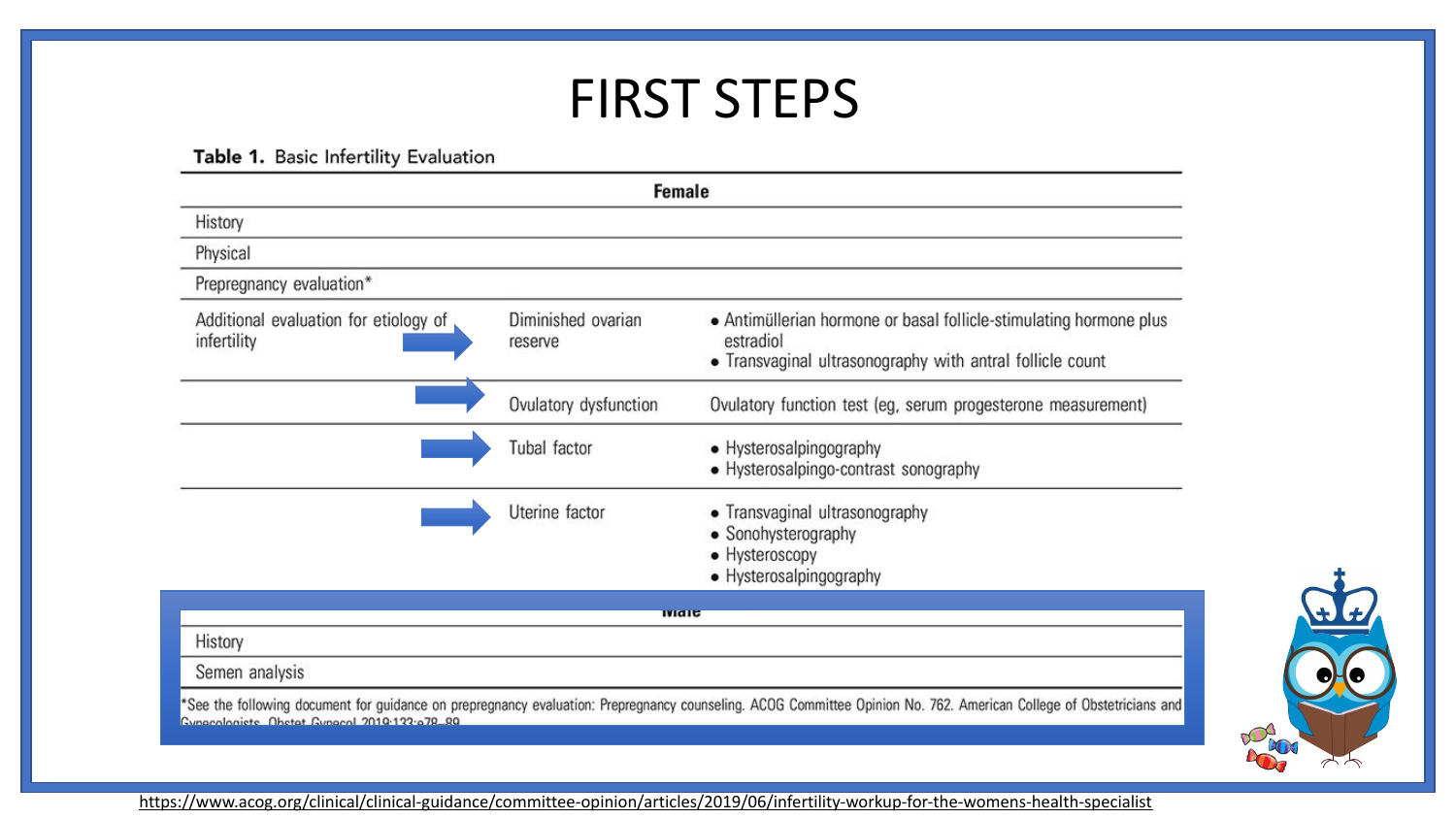# FIRST STEPS

**Table 1.** Basic Infertility Evaluation

| Female | | |
|---|---|---|
| History | | |
| Physical | | |
| Prepregnancy evaluation* | | |
| Additional evaluation for etiology of infertility | Diminished ovarian reserve | • Antimüllerian hormone or basal follicle-stimulating hormone plus estradiol<br>• Transvaginal ultrasonography with antral follicle count |
| | Ovulatory dysfunction | Ovulatory function test (eg, serum progesterone measurement) |
| | Tubal factor | • Hysterosalpingography<br>• Hysterosalpingo-contrast sonography |
| | Uterine factor | • Transvaginal ultrasonography<br>• Sonohysterography<br>• Hysteroscopy<br>• Hysterosalpingography |
| **Male** | | |
| History | | |
| Semen analysis | | |

*See the following document for guidance on prepregnancy evaluation: Prepregnancy counseling. ACOG Committee Opinion No. 762. American College of Obstetricians and Gynecologists. Obstet Gynecol 2019;133:e78–89.

https://www.acog.org/clinical/clinical-guidance/committee-opinion/articles/2019/06/infertility-workup-for-the-womens-health-specialist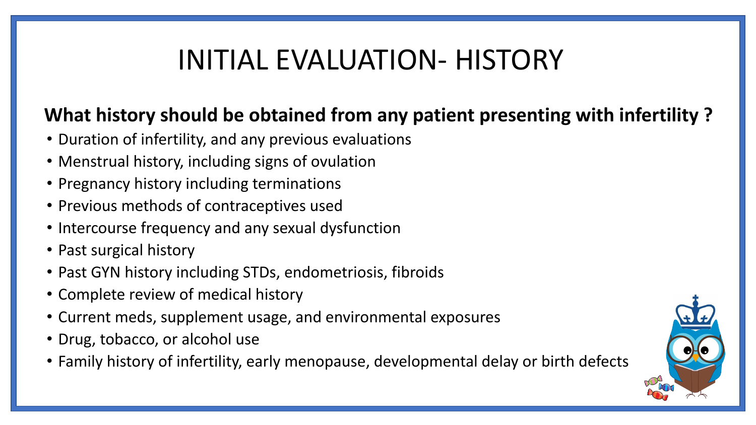# INITIAL EVALUATION- HISTORY

**What history should be obtained from any patient presenting with infertility ?**

- Duration of infertility, and any previous evaluations
- Menstrual history, including signs of ovulation
- Pregnancy history including terminations
- Previous methods of contraceptives used
- Intercourse frequency and any sexual dysfunction
- Past surgical history
- Past GYN history including STDs, endometriosis, fibroids
- Complete review of medical history
- Current meds, supplement usage, and environmental exposures
- Drug, tobacco, or alcohol use
- Family history of infertility, early menopause, developmental delay or birth defects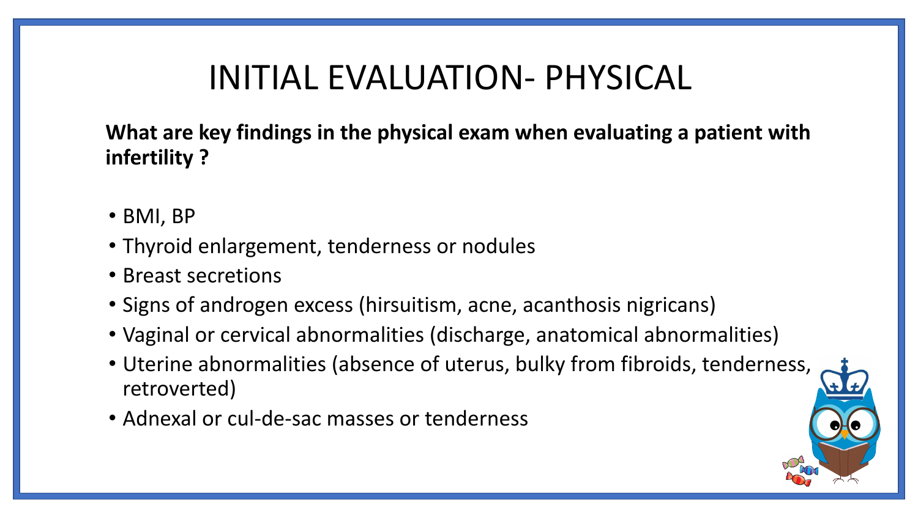# INITIAL EVALUATION- PHYSICAL

**What are key findings in the physical exam when evaluating a patient with infertility ?**

- BMI, BP
- Thyroid enlargement, tenderness or nodules
- Breast secretions
- Signs of androgen excess (hirsuitism, acne, acanthosis nigricans)
- Vaginal or cervical abnormalities (discharge, anatomical abnormalities)
- Uterine abnormalities (absence of uterus, bulky from fibroids, tenderness, retroverted)
- Adnexal or cul-de-sac masses or tenderness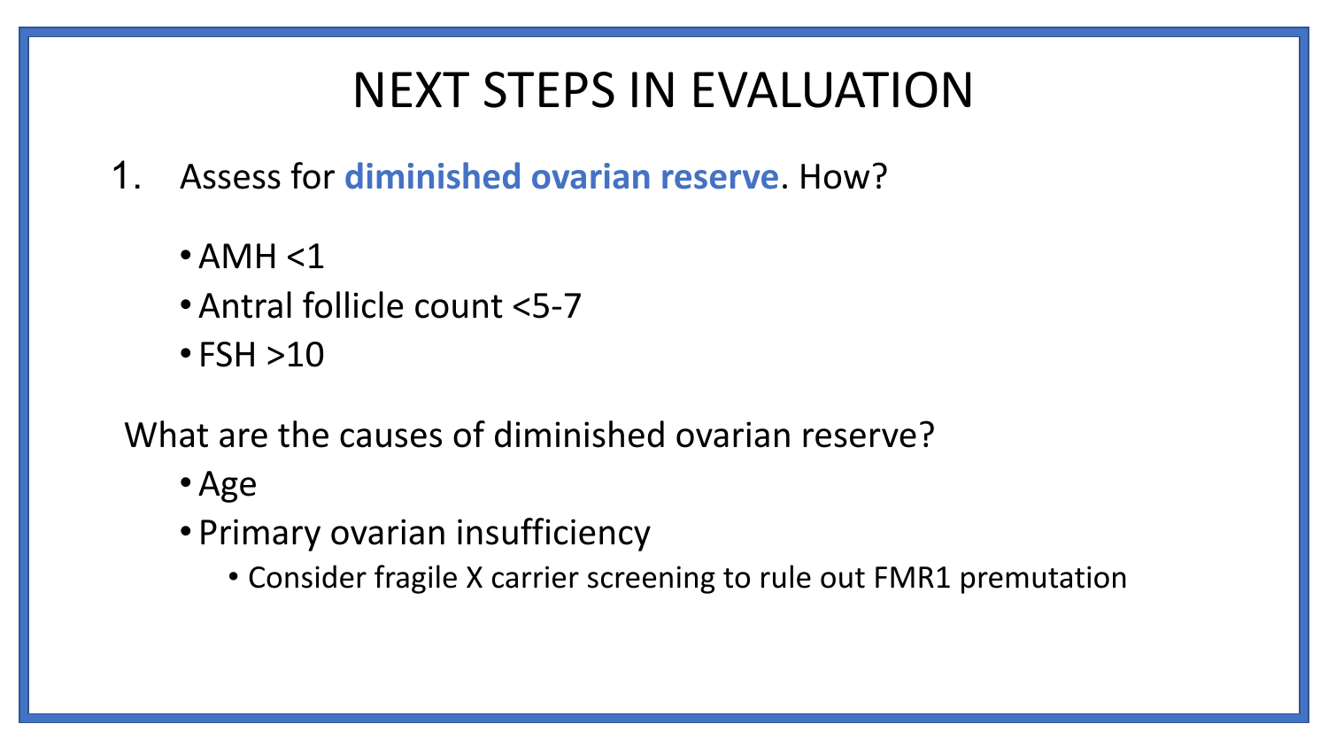# NEXT STEPS IN EVALUATION

1. Assess for **diminished ovarian reserve**. How?

   - AMH <1
   - Antral follicle count <5-7
   - FSH >10

What are the causes of diminished ovarian reserve?

- Age
- Primary ovarian insufficiency
  - Consider fragile X carrier screening to rule out FMR1 premutation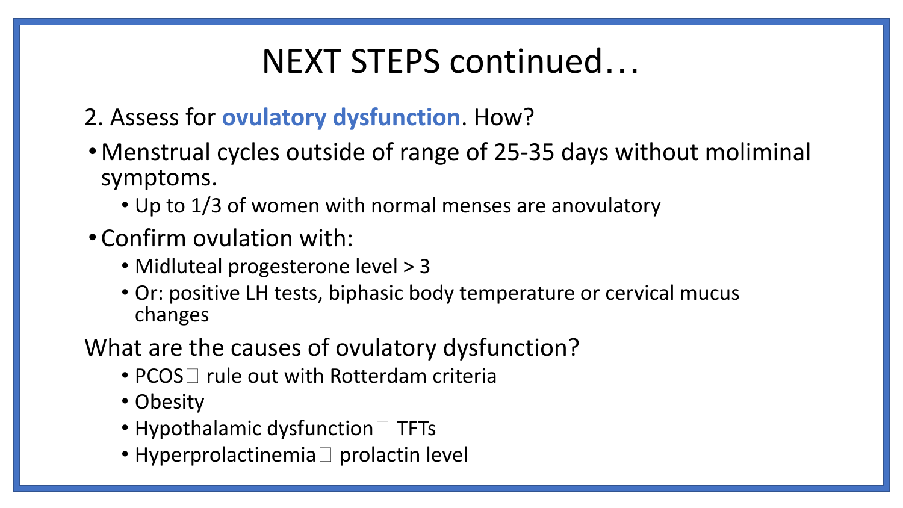# NEXT STEPS continued…

2. Assess for **ovulatory dysfunction**. How?

- Menstrual cycles outside of range of 25-35 days without moliminal symptoms.
  - Up to 1/3 of women with normal menses are anovulatory
- Confirm ovulation with:
  - Midluteal progesterone level > 3
  - Or: positive LH tests, biphasic body temperature or cervical mucus changes

What are the causes of ovulatory dysfunction?

- PCOS rule out with Rotterdam criteria
- Obesity
- Hypothalamic dysfunction TFTs
- Hyperprolactinemia prolactin level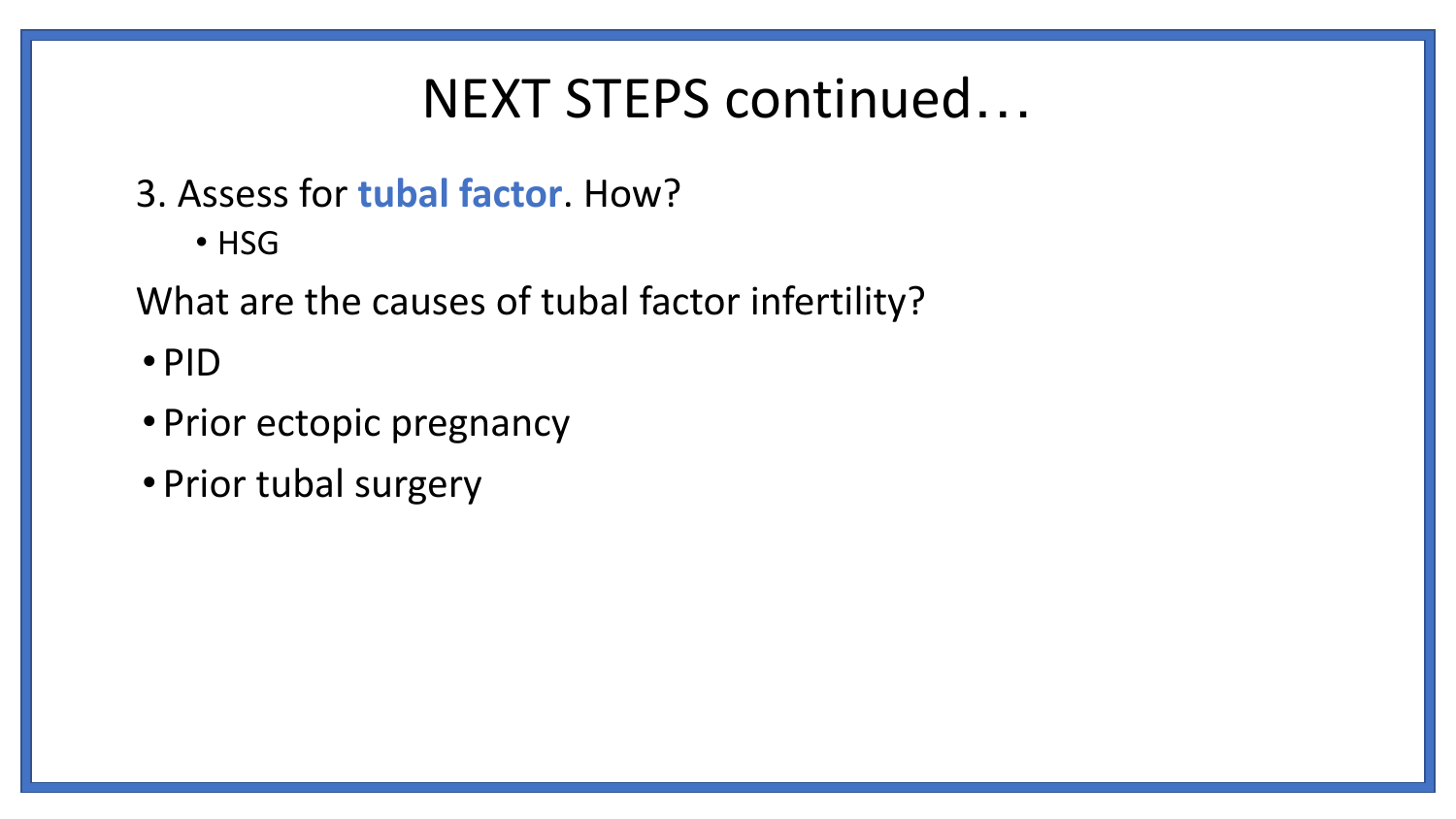# NEXT STEPS continued…

3. Assess for **tubal factor**. How?
    - HSG

What are the causes of tubal factor infertility?

- PID
- Prior ectopic pregnancy
- Prior tubal surgery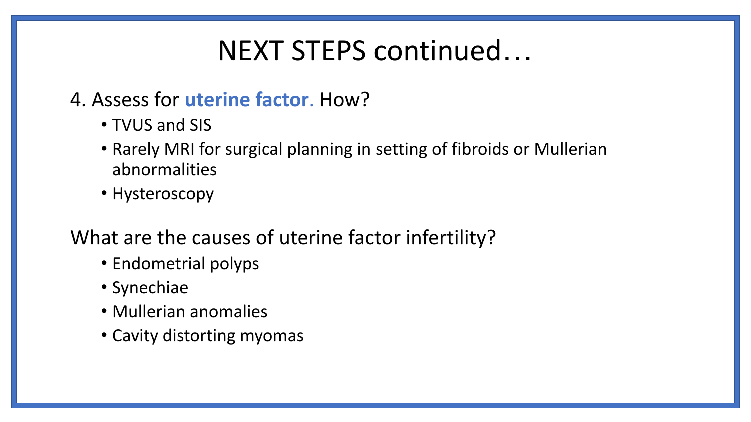# NEXT STEPS continued…

4. Assess for **uterine factor**. How?

- TVUS and SIS
- Rarely MRI for surgical planning in setting of fibroids or Mullerian abnormalities
- Hysteroscopy

What are the causes of uterine factor infertility?

- Endometrial polyps
- Synechiae
- Mullerian anomalies
- Cavity distorting myomas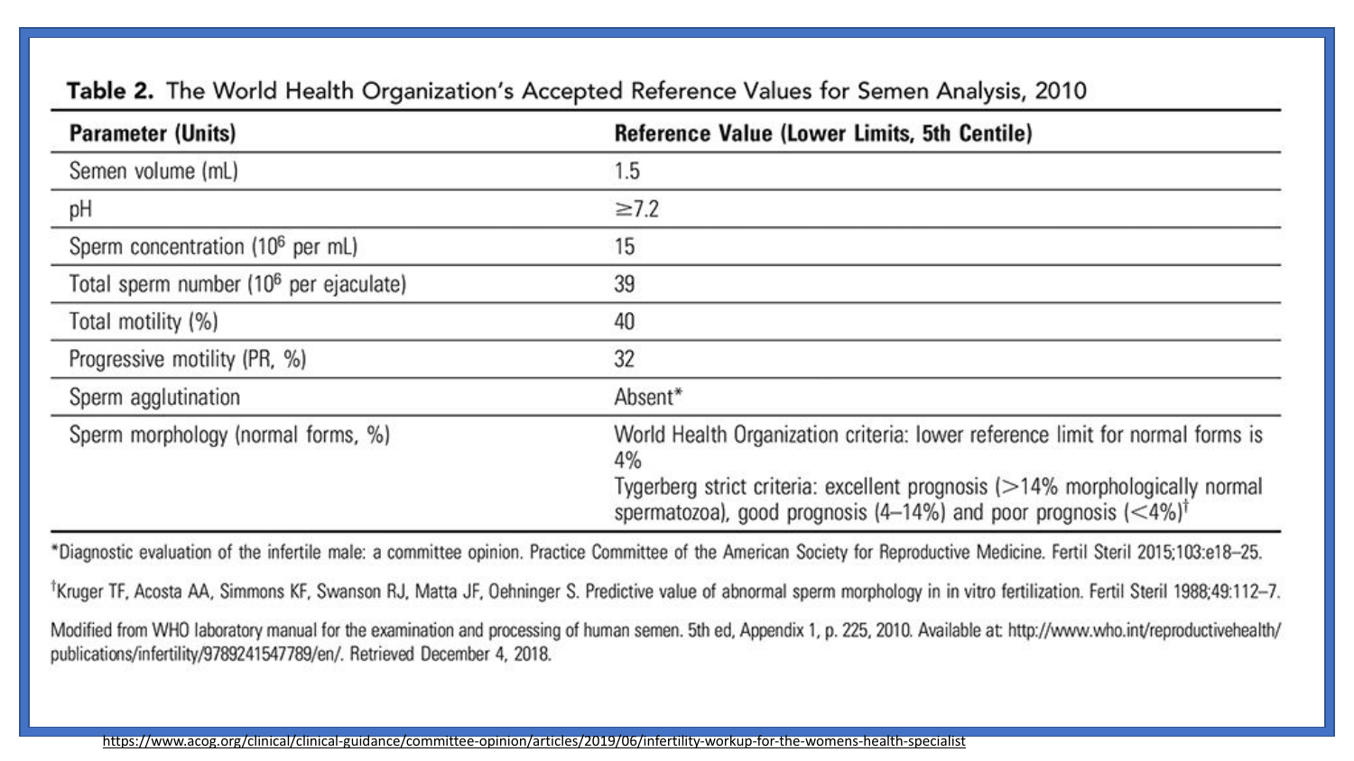**Table 2.** The World Health Organization's Accepted Reference Values for Semen Analysis, 2010

| Parameter (Units) | Reference Value (Lower Limits, 5th Centile) |
| --- | --- |
| Semen volume (mL) | 1.5 |
| pH | ≥7.2 |
| Sperm concentration ($10^6$ per mL) | 15 |
| Total sperm number ($10^6$ per ejaculate) | 39 |
| Total motility (%) | 40 |
| Progressive motility (PR, %) | 32 |
| Sperm agglutination | Absent* |
| Sperm morphology (normal forms, %) | World Health Organization criteria: lower reference limit for normal forms is 4% <br> Tygerberg strict criteria: excellent prognosis (>14% morphologically normal spermatozoa), good prognosis (4–14%) and poor prognosis (<4%)† |

*Diagnostic evaluation of the infertile male: a committee opinion. Practice Committee of the American Society for Reproductive Medicine. Fertil Steril 2015;103:e18–25.

†Kruger TF, Acosta AA, Simmons KF, Swanson RJ, Matta JF, Oehninger S. Predictive value of abnormal sperm morphology in in vitro fertilization. Fertil Steril 1988;49:112–7.

Modified from WHO laboratory manual for the examination and processing of human semen. 5th ed, Appendix 1, p. 225, 2010. Available at: http://www.who.int/reproductivehealth/publications/infertility/9789241547789/en/. Retrieved December 4, 2018.

https://www.acog.org/clinical/clinical-guidance/committee-opinion/articles/2019/06/infertility-workup-for-the-womens-health-specialist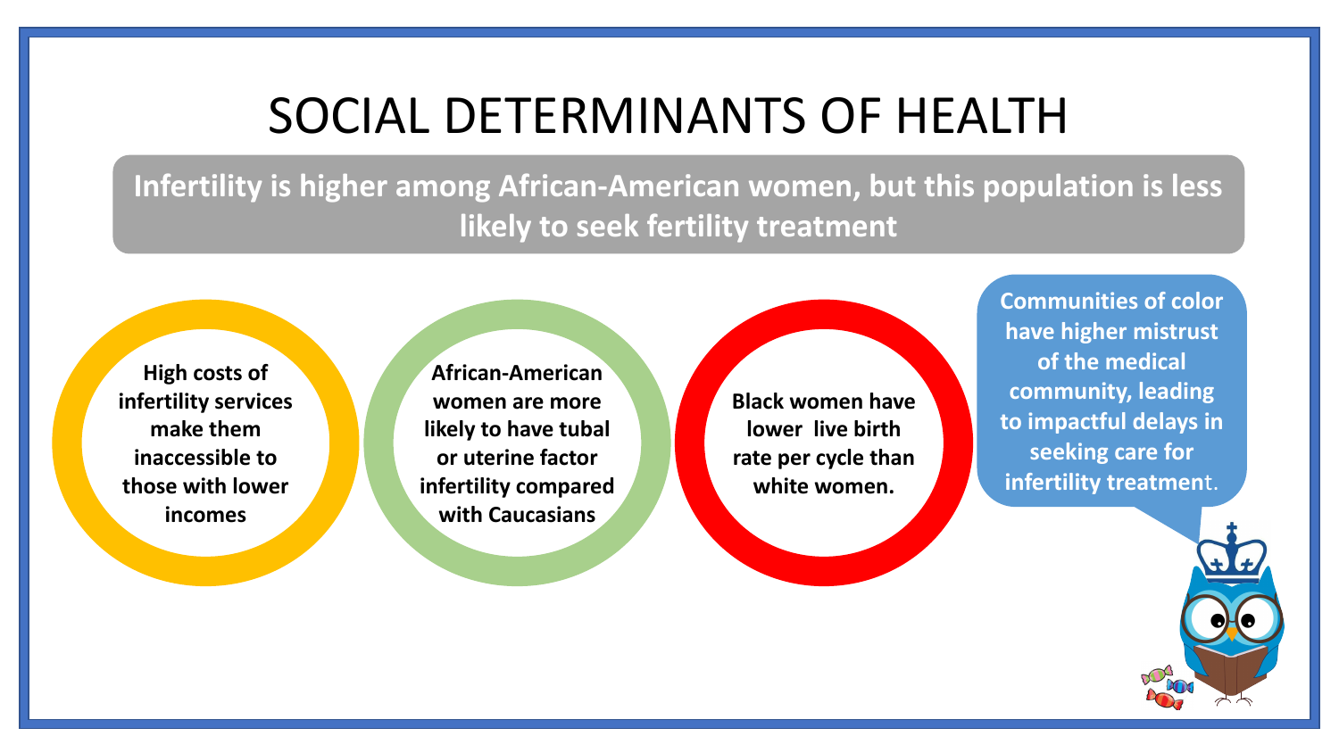# SOCIAL DETERMINANTS OF HEALTH

**Infertility is higher among African-American women, but this population is less likely to seek fertility treatment**

- **High costs of infertility services make them inaccessible to those with lower incomes**
- **African-American women are more likely to have tubal or uterine factor infertility compared with Caucasians**
- **Black women have lower live birth rate per cycle than white women.**

**Communities of color have higher mistrust of the medical community, leading to impactful delays in seeking care for infertility treatment.**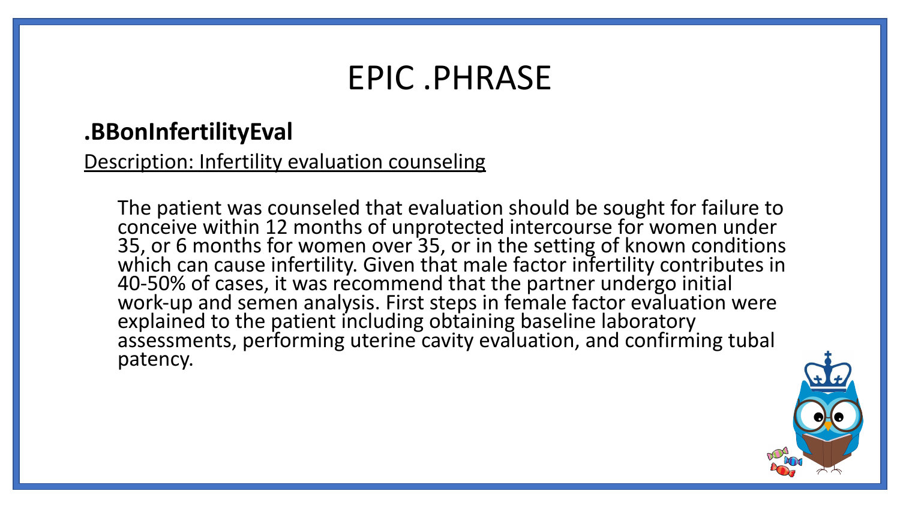# EPIC .PHRASE

## .BBonInfertilityEval

Description: Infertility evaluation counseling

The patient was counseled that evaluation should be sought for failure to conceive within 12 months of unprotected intercourse for women under 35, or 6 months for women over 35, or in the setting of known conditions which can cause infertility. Given that male factor infertility contributes in 40-50% of cases, it was recommend that the partner undergo initial work-up and semen analysis. First steps in female factor evaluation were explained to the patient including obtaining baseline laboratory assessments, performing uterine cavity evaluation, and confirming tubal patency.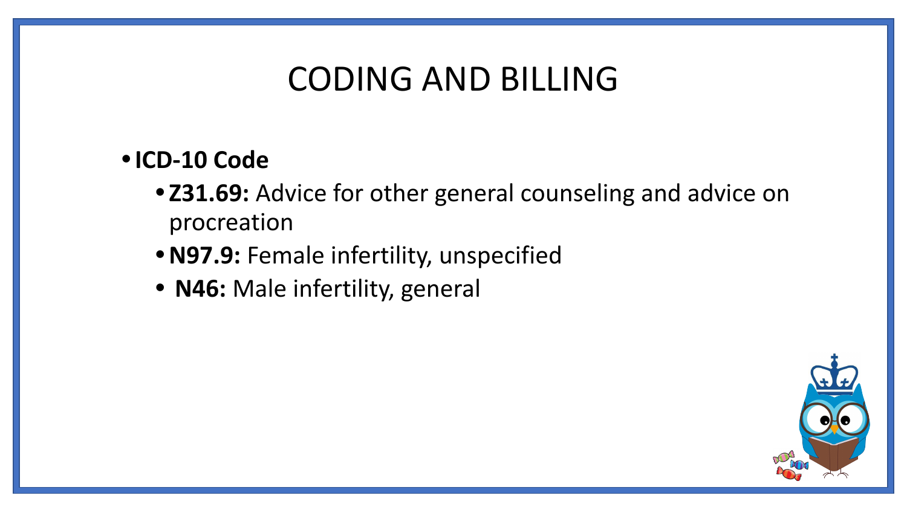# CODING AND BILLING

- **ICD-10 Code**
  - **Z31.69:** Advice for other general counseling and advice on procreation
  - **N97.9:** Female infertility, unspecified
  - **N46:** Male infertility, general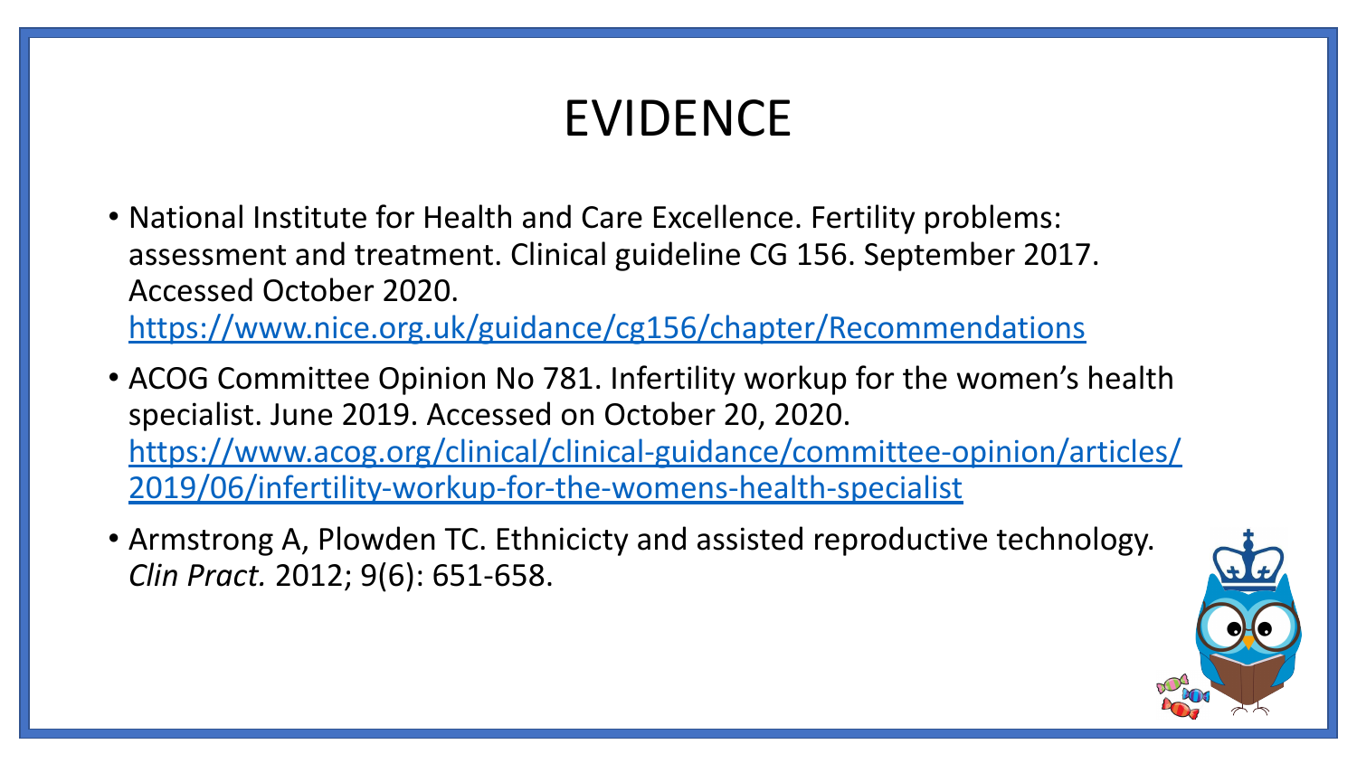# EVIDENCE

- National Institute for Health and Care Excellence. Fertility problems: assessment and treatment. Clinical guideline CG 156. September 2017. Accessed October 2020. https://www.nice.org.uk/guidance/cg156/chapter/Recommendations
- ACOG Committee Opinion No 781. Infertility workup for the women's health specialist. June 2019. Accessed on October 20, 2020. https://www.acog.org/clinical/clinical-guidance/committee-opinion/articles/2019/06/infertility-workup-for-the-womens-health-specialist
- Armstrong A, Plowden TC. Ethnicicty and assisted reproductive technology. *Clin Pract.* 2012; 9(6): 651-658.